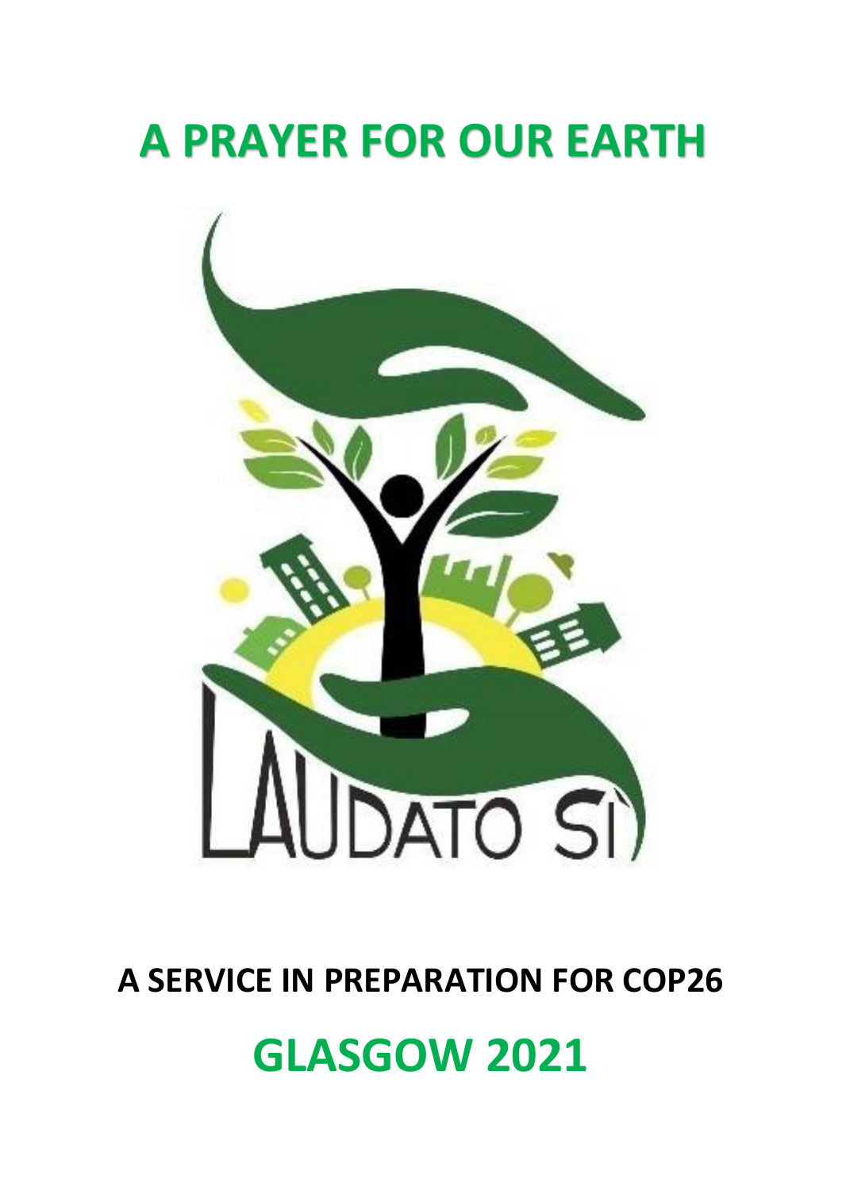# A PRAYER FOR OUR EARTH

LAUDATO SÌ

## A SERVICE IN PREPARATION FOR COP26

# GLASGOW 2021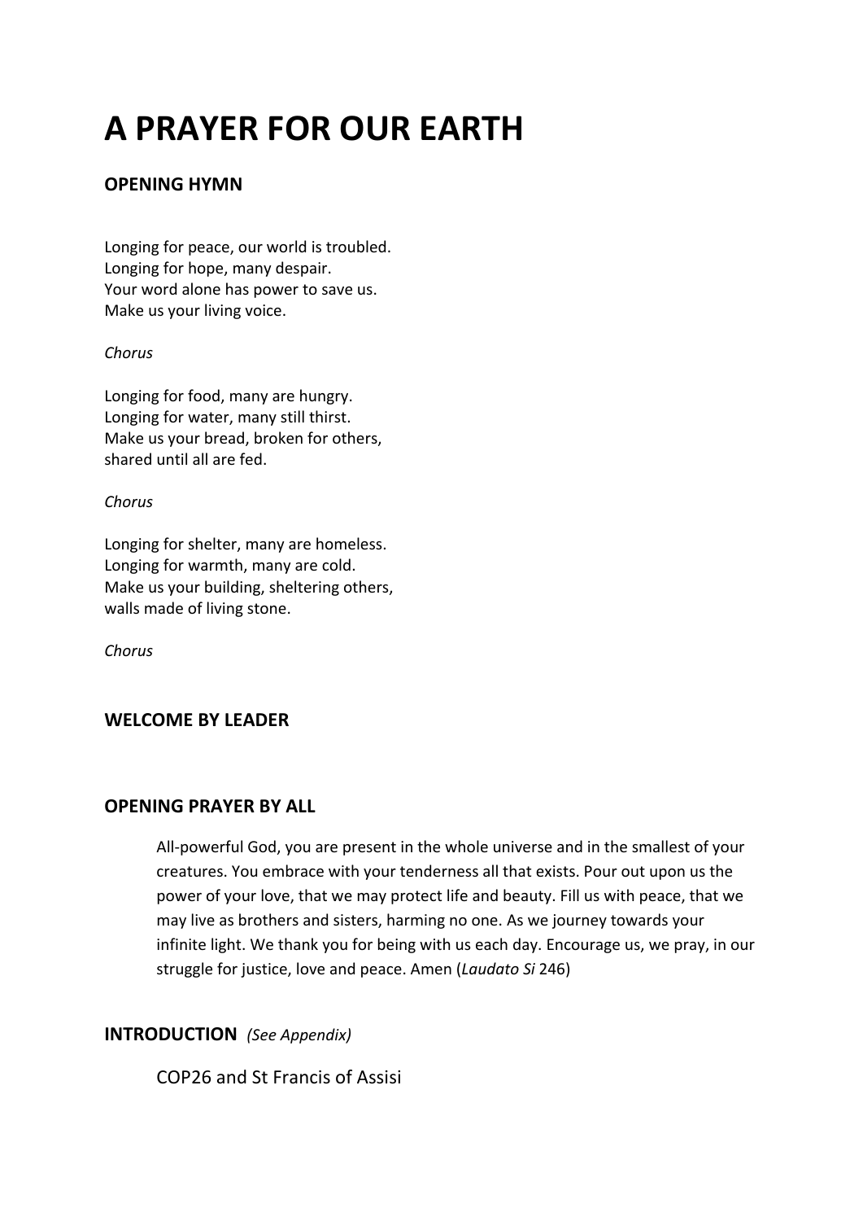# A PRAYER FOR OUR EARTH

### OPENING HYMN

Longing for peace, our world is troubled.
Longing for hope, many despair.
Your word alone has power to save us.
Make us your living voice.

*Chorus*

Longing for food, many are hungry.
Longing for water, many still thirst.
Make us your bread, broken for others,
shared until all are fed.

*Chorus*

Longing for shelter, many are homeless.
Longing for warmth, many are cold.
Make us your building, sheltering others,
walls made of living stone.

*Chorus*

### WELCOME BY LEADER

### OPENING PRAYER BY ALL

All-powerful God, you are present in the whole universe and in the smallest of your creatures. You embrace with your tenderness all that exists. Pour out upon us the power of your love, that we may protect life and beauty. Fill us with peace, that we may live as brothers and sisters, harming no one. As we journey towards your infinite light. We thank you for being with us each day. Encourage us, we pray, in our struggle for justice, love and peace. Amen (*Laudato Si* 246)

### INTRODUCTION *(See Appendix)*

COP26 and St Francis of Assisi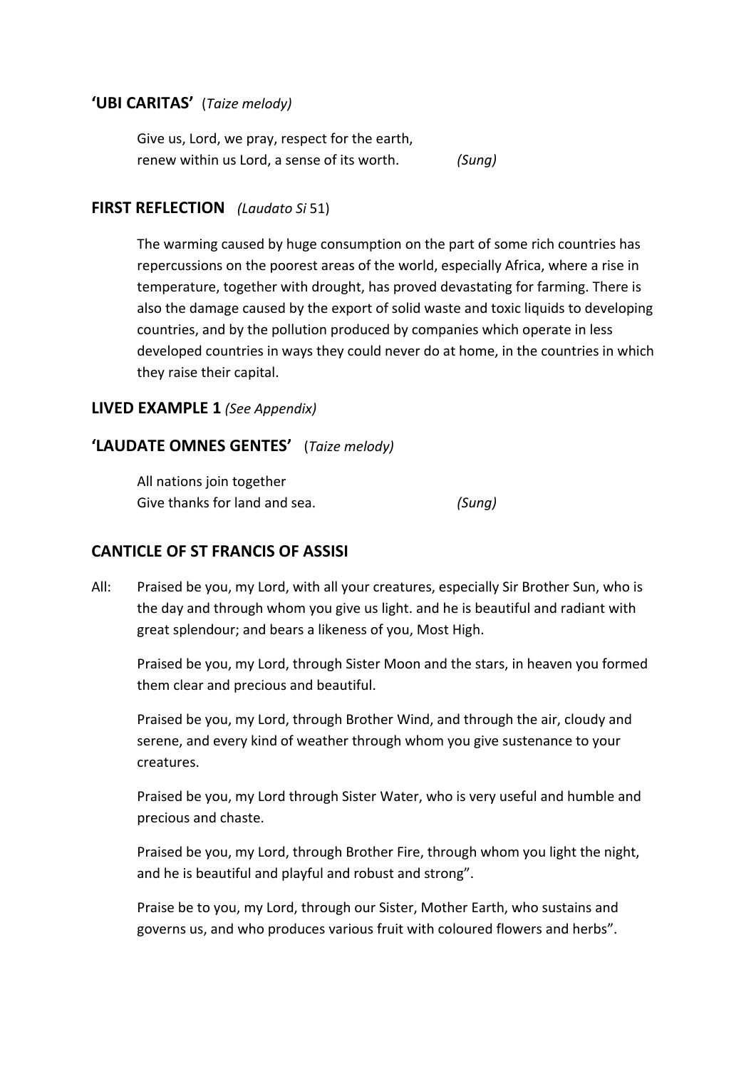## **'UBI CARITAS'** (*Taize melody)*

Give us, Lord, we pray, respect for the earth,
renew within us Lord, a sense of its worth. *(Sung)*

## **FIRST REFLECTION** *(Laudato Si* 51)

The warming caused by huge consumption on the part of some rich countries has repercussions on the poorest areas of the world, especially Africa, where a rise in temperature, together with drought, has proved devastating for farming. There is also the damage caused by the export of solid waste and toxic liquids to developing countries, and by the pollution produced by companies which operate in less developed countries in ways they could never do at home, in the countries in which they raise their capital.

## **LIVED EXAMPLE 1** *(See Appendix)*

## **'LAUDATE OMNES GENTES'** (*Taize melody)*

All nations join together
Give thanks for land and sea. *(Sung)*

## **CANTICLE OF ST FRANCIS OF ASSISI**

All: Praised be you, my Lord, with all your creatures, especially Sir Brother Sun, who is the day and through whom you give us light. and he is beautiful and radiant with great splendour; and bears a likeness of you, Most High.

Praised be you, my Lord, through Sister Moon and the stars, in heaven you formed them clear and precious and beautiful.

Praised be you, my Lord, through Brother Wind, and through the air, cloudy and serene, and every kind of weather through whom you give sustenance to your creatures.

Praised be you, my Lord through Sister Water, who is very useful and humble and precious and chaste.

Praised be you, my Lord, through Brother Fire, through whom you light the night, and he is beautiful and playful and robust and strong".

Praise be to you, my Lord, through our Sister, Mother Earth, who sustains and governs us, and who produces various fruit with coloured flowers and herbs".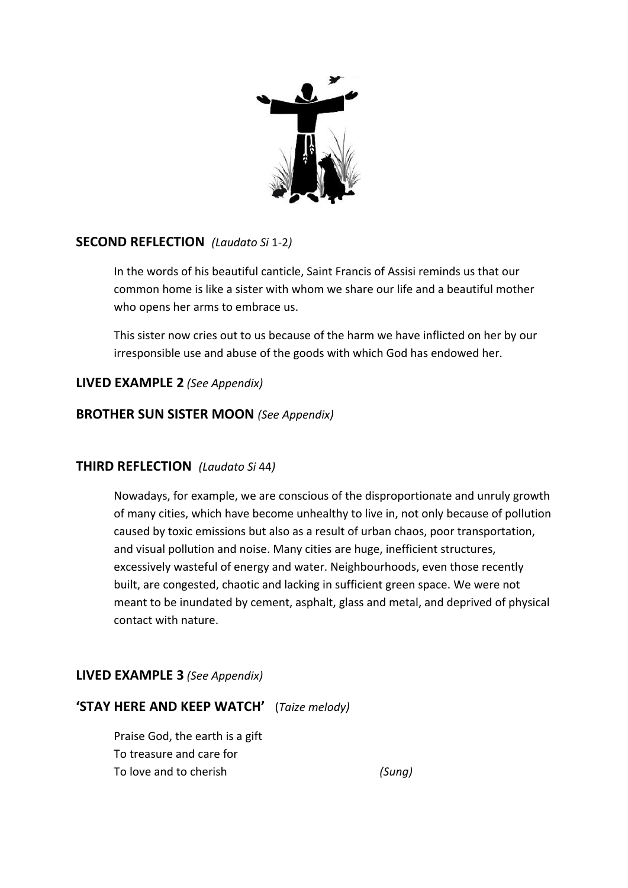## SECOND REFLECTION *(Laudato Si 1-2)*

In the words of his beautiful canticle, Saint Francis of Assisi reminds us that our common home is like a sister with whom we share our life and a beautiful mother who opens her arms to embrace us.

This sister now cries out to us because of the harm we have inflicted on her by our irresponsible use and abuse of the goods with which God has endowed her.

## LIVED EXAMPLE 2 *(See Appendix)*

## BROTHER SUN SISTER MOON *(See Appendix)*

## THIRD REFLECTION *(Laudato Si 44)*

Nowadays, for example, we are conscious of the disproportionate and unruly growth of many cities, which have become unhealthy to live in, not only because of pollution caused by toxic emissions but also as a result of urban chaos, poor transportation, and visual pollution and noise. Many cities are huge, inefficient structures, excessively wasteful of energy and water. Neighbourhoods, even those recently built, are congested, chaotic and lacking in sufficient green space. We were not meant to be inundated by cement, asphalt, glass and metal, and deprived of physical contact with nature.

## LIVED EXAMPLE 3 *(See Appendix)*

## 'STAY HERE AND KEEP WATCH' (*Taize melody)*

Praise God, the earth is a gift
To treasure and care for
To love and to cherish *(Sung)*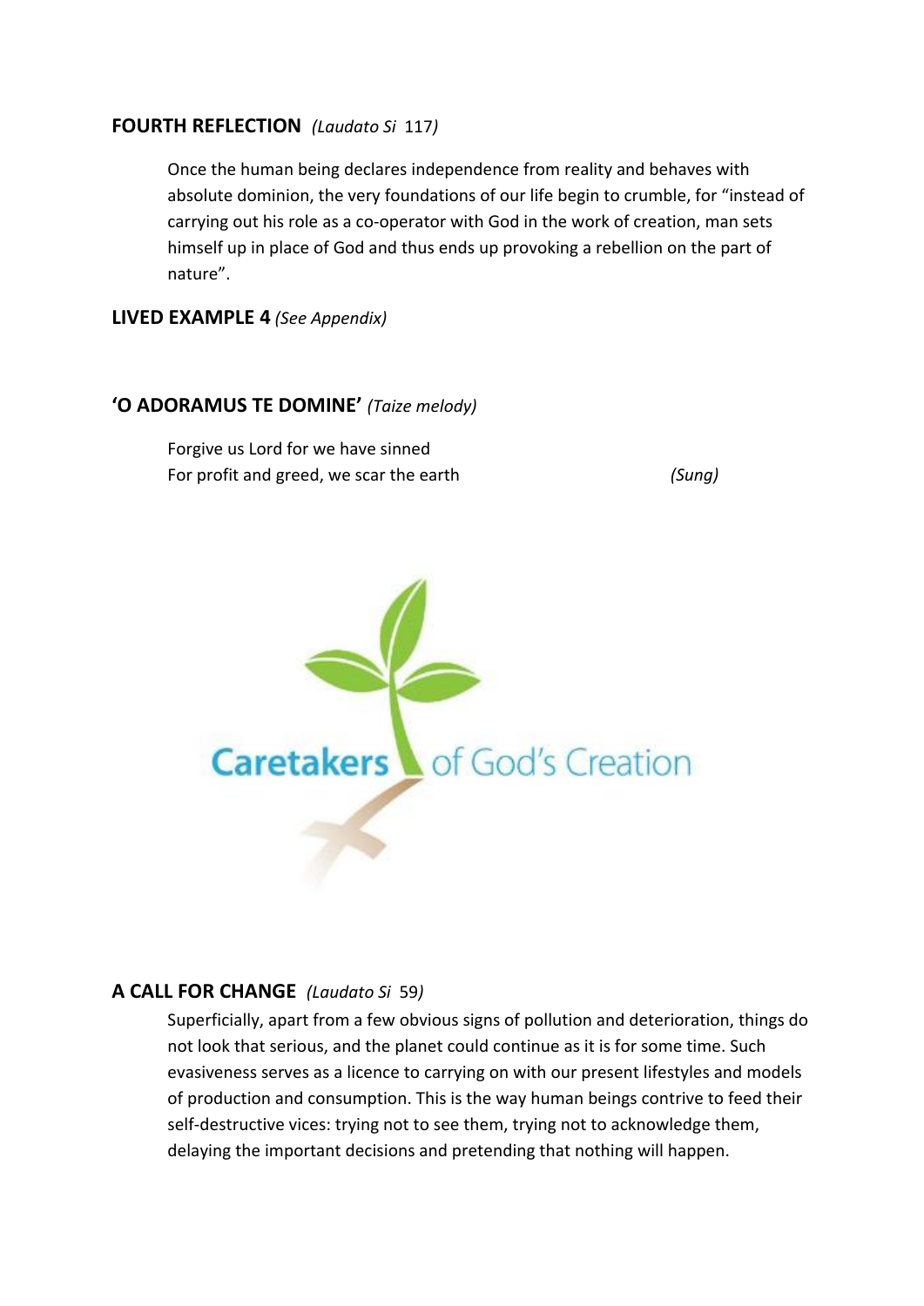## FOURTH REFLECTION *(Laudato Si 117)*

Once the human being declares independence from reality and behaves with absolute dominion, the very foundations of our life begin to crumble, for "instead of carrying out his role as a co-operator with God in the work of creation, man sets himself up in place of God and thus ends up provoking a rebellion on the part of nature".

## LIVED EXAMPLE 4 *(See Appendix)*

## 'O ADORAMUS TE DOMINE' *(Taize melody)*

Forgive us Lord for we have sinned
For profit and greed, we scar the earth *(Sung)*

Caretakers of God's Creation

## A CALL FOR CHANGE *(Laudato Si 59)*

Superficially, apart from a few obvious signs of pollution and deterioration, things do not look that serious, and the planet could continue as it is for some time. Such evasiveness serves as a licence to carrying on with our present lifestyles and models of production and consumption. This is the way human beings contrive to feed their self-destructive vices: trying not to see them, trying not to acknowledge them, delaying the important decisions and pretending that nothing will happen.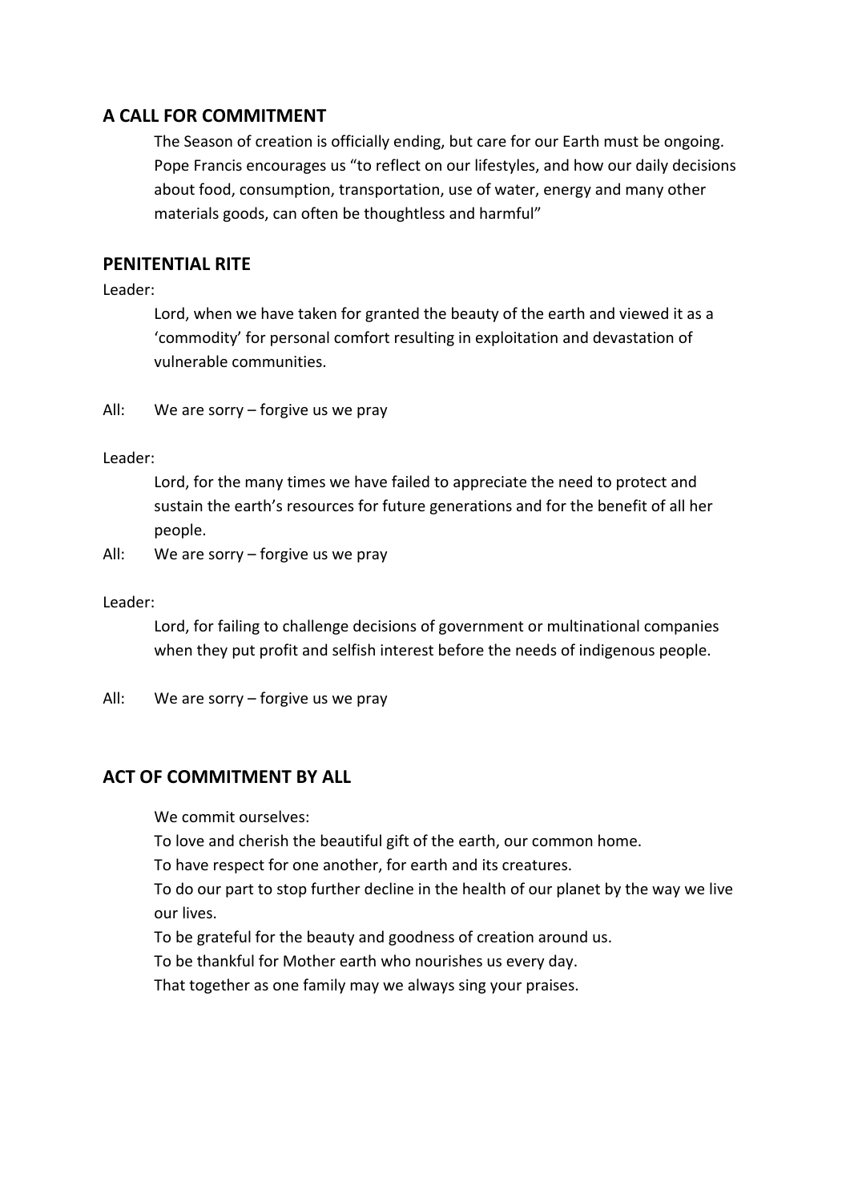## A CALL FOR COMMITMENT

The Season of creation is officially ending, but care for our Earth must be ongoing. Pope Francis encourages us "to reflect on our lifestyles, and how our daily decisions about food, consumption, transportation, use of water, energy and many other materials goods, can often be thoughtless and harmful"

## PENITENTIAL RITE

Leader:

Lord, when we have taken for granted the beauty of the earth and viewed it as a 'commodity' for personal comfort resulting in exploitation and devastation of vulnerable communities.

All: We are sorry – forgive us we pray

Leader:

Lord, for the many times we have failed to appreciate the need to protect and sustain the earth's resources for future generations and for the benefit of all her people.

All: We are sorry – forgive us we pray

Leader:

Lord, for failing to challenge decisions of government or multinational companies when they put profit and selfish interest before the needs of indigenous people.

All: We are sorry – forgive us we pray

## ACT OF COMMITMENT BY ALL

We commit ourselves:

To love and cherish the beautiful gift of the earth, our common home.

To have respect for one another, for earth and its creatures.

To do our part to stop further decline in the health of our planet by the way we live our lives.

To be grateful for the beauty and goodness of creation around us.

To be thankful for Mother earth who nourishes us every day.

That together as one family may we always sing your praises.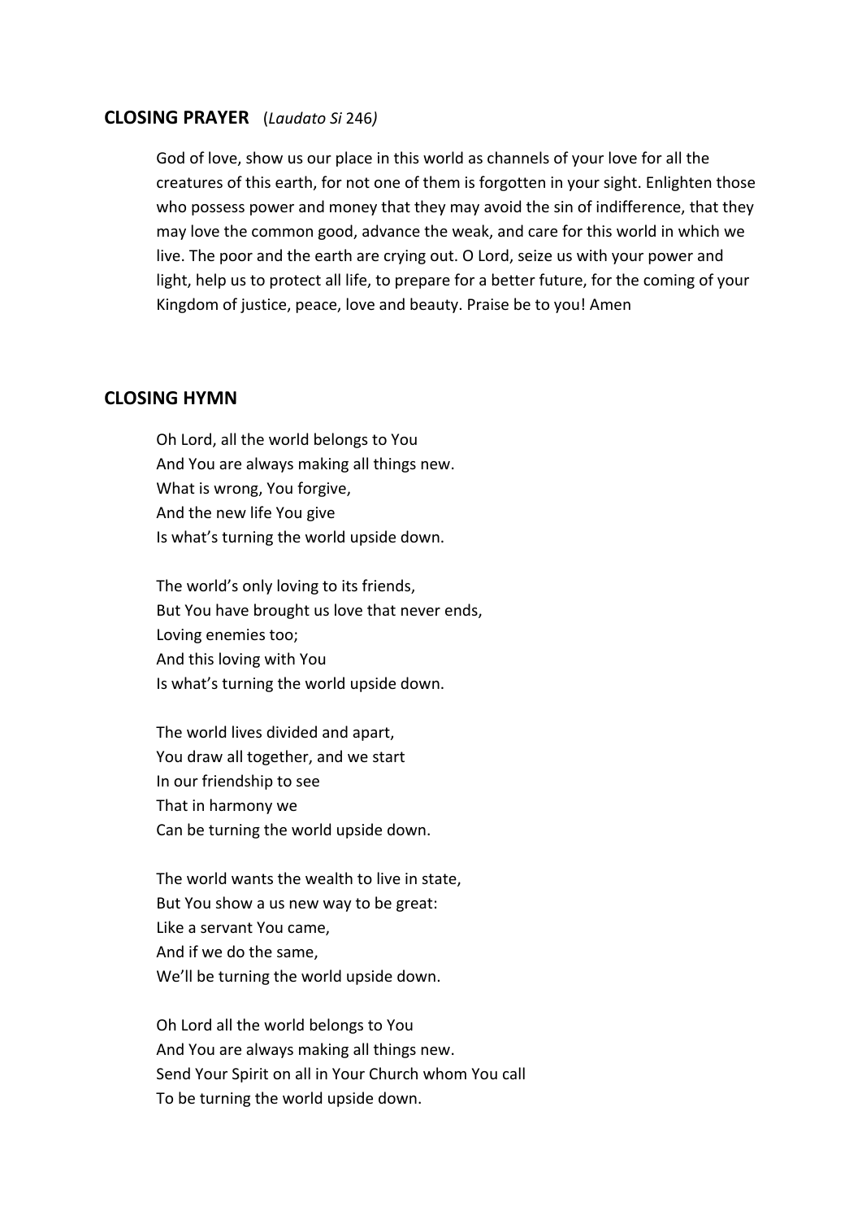## CLOSING PRAYER (*Laudato Si* 246*)*

God of love, show us our place in this world as channels of your love for all the creatures of this earth, for not one of them is forgotten in your sight. Enlighten those who possess power and money that they may avoid the sin of indifference, that they may love the common good, advance the weak, and care for this world in which we live. The poor and the earth are crying out. O Lord, seize us with your power and light, help us to protect all life, to prepare for a better future, for the coming of your Kingdom of justice, peace, love and beauty. Praise be to you! Amen

## CLOSING HYMN

Oh Lord, all the world belongs to You
And You are always making all things new.
What is wrong, You forgive,
And the new life You give
Is what's turning the world upside down.

The world's only loving to its friends,
But You have brought us love that never ends,
Loving enemies too;
And this loving with You
Is what's turning the world upside down.

The world lives divided and apart,
You draw all together, and we start
In our friendship to see
That in harmony we
Can be turning the world upside down.

The world wants the wealth to live in state,
But You show a us new way to be great:
Like a servant You came,
And if we do the same,
We'll be turning the world upside down.

Oh Lord all the world belongs to You
And You are always making all things new.
Send Your Spirit on all in Your Church whom You call
To be turning the world upside down.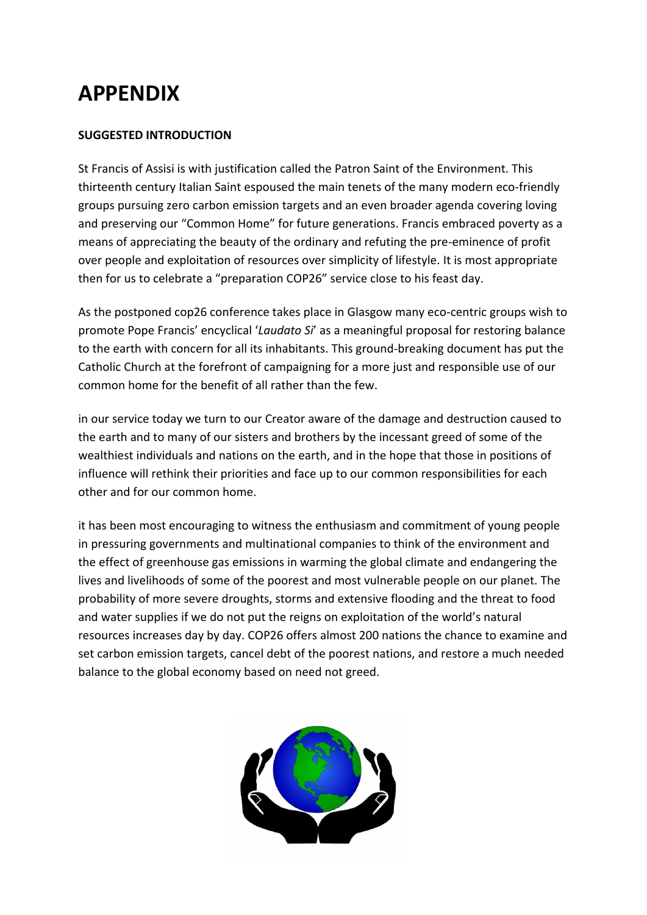# APPENDIX

**SUGGESTED INTRODUCTION**

St Francis of Assisi is with justification called the Patron Saint of the Environment. This thirteenth century Italian Saint espoused the main tenets of the many modern eco-friendly groups pursuing zero carbon emission targets and an even broader agenda covering loving and preserving our "Common Home" for future generations. Francis embraced poverty as a means of appreciating the beauty of the ordinary and refuting the pre-eminence of profit over people and exploitation of resources over simplicity of lifestyle. It is most appropriate then for us to celebrate a "preparation COP26" service close to his feast day.

As the postponed cop26 conference takes place in Glasgow many eco-centric groups wish to promote Pope Francis' encyclical '*Laudato Si*' as a meaningful proposal for restoring balance to the earth with concern for all its inhabitants. This ground-breaking document has put the Catholic Church at the forefront of campaigning for a more just and responsible use of our common home for the benefit of all rather than the few.

in our service today we turn to our Creator aware of the damage and destruction caused to the earth and to many of our sisters and brothers by the incessant greed of some of the wealthiest individuals and nations on the earth, and in the hope that those in positions of influence will rethink their priorities and face up to our common responsibilities for each other and for our common home.

it has been most encouraging to witness the enthusiasm and commitment of young people in pressuring governments and multinational companies to think of the environment and the effect of greenhouse gas emissions in warming the global climate and endangering the lives and livelihoods of some of the poorest and most vulnerable people on our planet. The probability of more severe droughts, storms and extensive flooding and the threat to food and water supplies if we do not put the reigns on exploitation of the world's natural resources increases day by day. COP26 offers almost 200 nations the chance to examine and set carbon emission targets, cancel debt of the poorest nations, and restore a much needed balance to the global economy based on need not greed.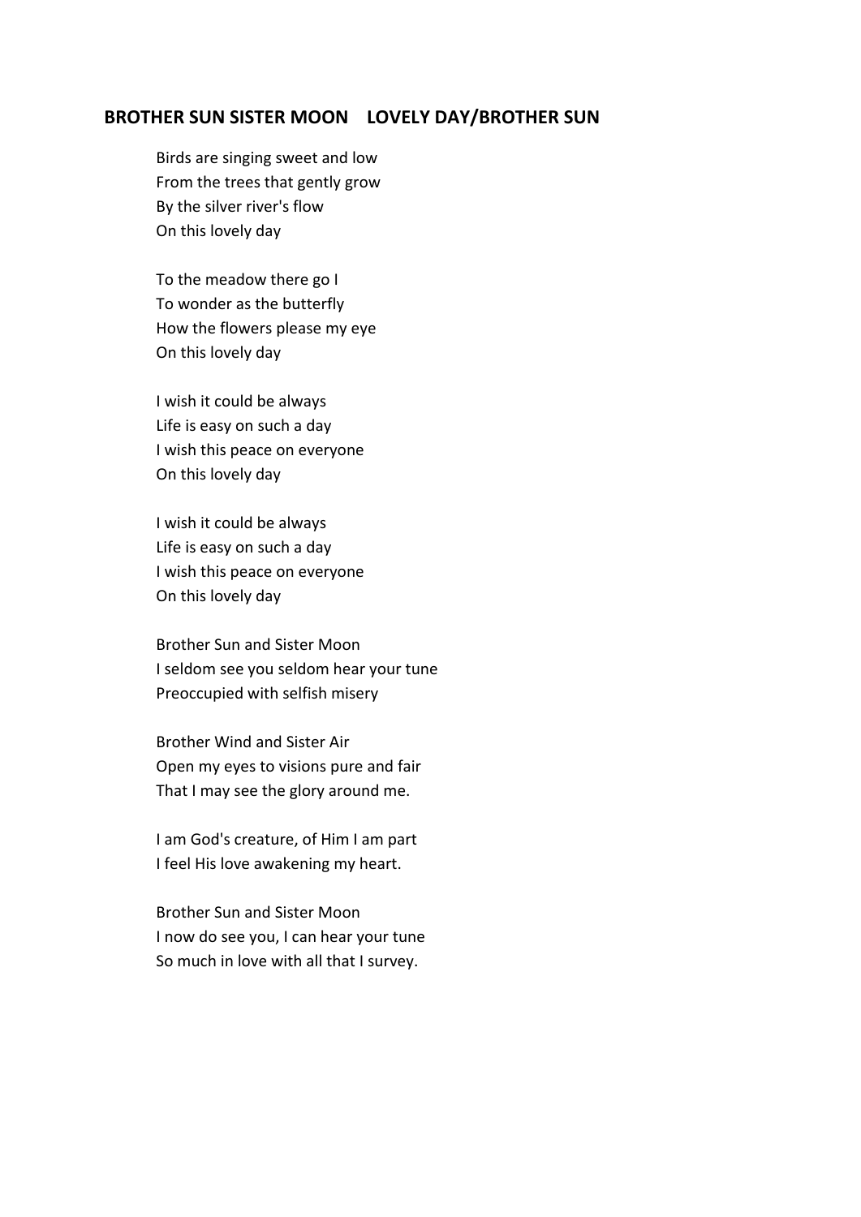## BROTHER SUN SISTER MOON    LOVELY DAY/BROTHER SUN

Birds are singing sweet and low
From the trees that gently grow
By the silver river's flow
On this lovely day

To the meadow there go I
To wonder as the butterfly
How the flowers please my eye
On this lovely day

I wish it could be always
Life is easy on such a day
I wish this peace on everyone
On this lovely day

I wish it could be always
Life is easy on such a day
I wish this peace on everyone
On this lovely day

Brother Sun and Sister Moon
I seldom see you seldom hear your tune
Preoccupied with selfish misery

Brother Wind and Sister Air
Open my eyes to visions pure and fair
That I may see the glory around me.

I am God's creature, of Him I am part
I feel His love awakening my heart.

Brother Sun and Sister Moon
I now do see you, I can hear your tune
So much in love with all that I survey.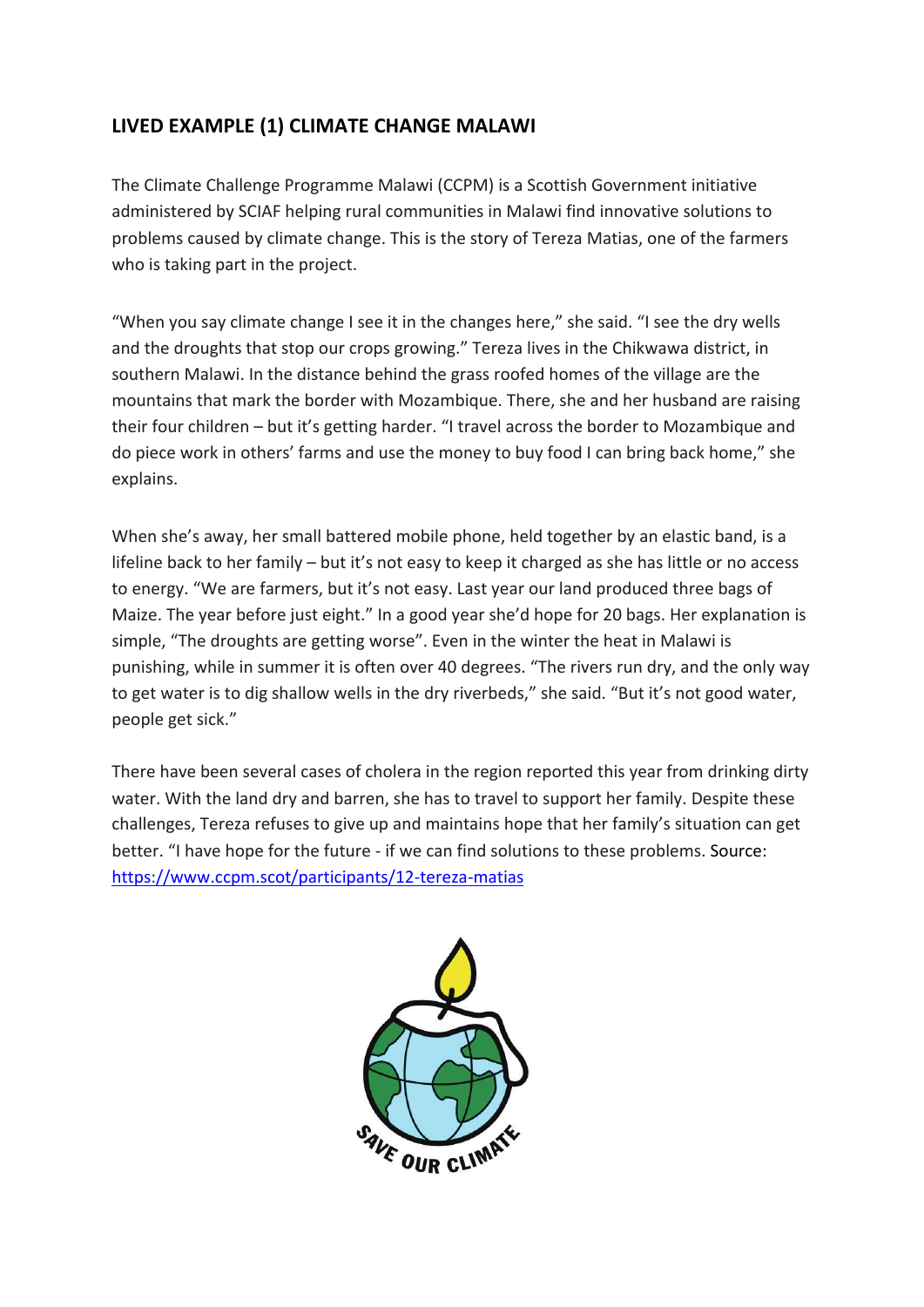## LIVED EXAMPLE (1) CLIMATE CHANGE MALAWI

The Climate Challenge Programme Malawi (CCPM) is a Scottish Government initiative administered by SCIAF helping rural communities in Malawi find innovative solutions to problems caused by climate change. This is the story of Tereza Matias, one of the farmers who is taking part in the project.

"When you say climate change I see it in the changes here," she said. "I see the dry wells and the droughts that stop our crops growing." Tereza lives in the Chikwawa district, in southern Malawi. In the distance behind the grass roofed homes of the village are the mountains that mark the border with Mozambique. There, she and her husband are raising their four children – but it's getting harder. "I travel across the border to Mozambique and do piece work in others' farms and use the money to buy food I can bring back home," she explains.

When she's away, her small battered mobile phone, held together by an elastic band, is a lifeline back to her family – but it's not easy to keep it charged as she has little or no access to energy. "We are farmers, but it's not easy. Last year our land produced three bags of Maize. The year before just eight." In a good year she'd hope for 20 bags. Her explanation is simple, "The droughts are getting worse". Even in the winter the heat in Malawi is punishing, while in summer it is often over 40 degrees. "The rivers run dry, and the only way to get water is to dig shallow wells in the dry riverbeds," she said. "But it's not good water, people get sick."

There have been several cases of cholera in the region reported this year from drinking dirty water. With the land dry and barren, she has to travel to support her family. Despite these challenges, Tereza refuses to give up and maintains hope that her family's situation can get better. "I have hope for the future - if we can find solutions to these problems. Source: [https://www.ccpm.scot/participants/12-tereza-matias](https://www.ccpm.scot/participants/12-tereza-matias)

SAVE OUR CLIMATE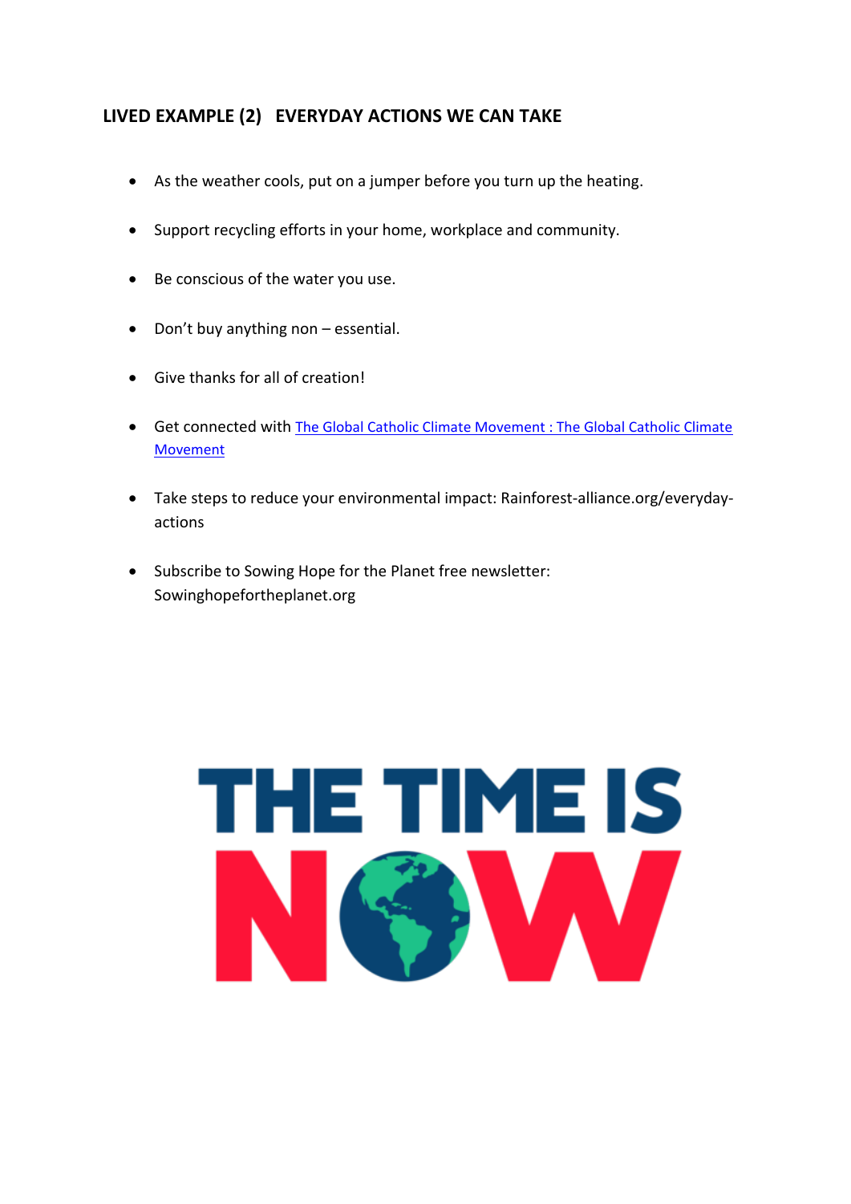## LIVED EXAMPLE (2) EVERYDAY ACTIONS WE CAN TAKE

- As the weather cools, put on a jumper before you turn up the heating.
- Support recycling efforts in your home, workplace and community.
- Be conscious of the water you use.
- Don't buy anything non – essential.
- Give thanks for all of creation!
- Get connected with The Global Catholic Climate Movement : The Global Catholic Climate Movement
- Take steps to reduce your environmental impact: Rainforest-alliance.org/everyday-actions
- Subscribe to Sowing Hope for the Planet free newsletter: Sowinghopefortheplanet.org

THE TIME IS NOW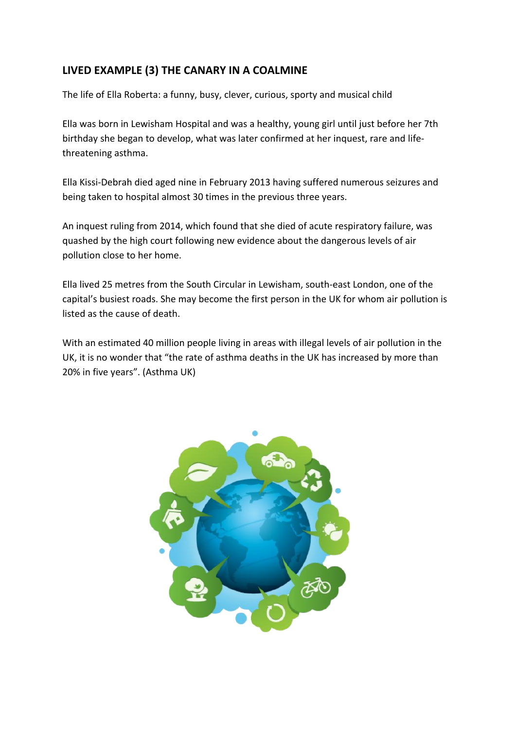## LIVED EXAMPLE (3) THE CANARY IN A COALMINE

The life of Ella Roberta: a funny, busy, clever, curious, sporty and musical child

Ella was born in Lewisham Hospital and was a healthy, young girl until just before her 7th birthday she began to develop, what was later confirmed at her inquest, rare and life-threatening asthma.

Ella Kissi-Debrah died aged nine in February 2013 having suffered numerous seizures and being taken to hospital almost 30 times in the previous three years.

An inquest ruling from 2014, which found that she died of acute respiratory failure, was quashed by the high court following new evidence about the dangerous levels of air pollution close to her home.

Ella lived 25 metres from the South Circular in Lewisham, south-east London, one of the capital's busiest roads. She may become the first person in the UK for whom air pollution is listed as the cause of death.

With an estimated 40 million people living in areas with illegal levels of air pollution in the UK, it is no wonder that "the rate of asthma deaths in the UK has increased by more than 20% in five years". (Asthma UK)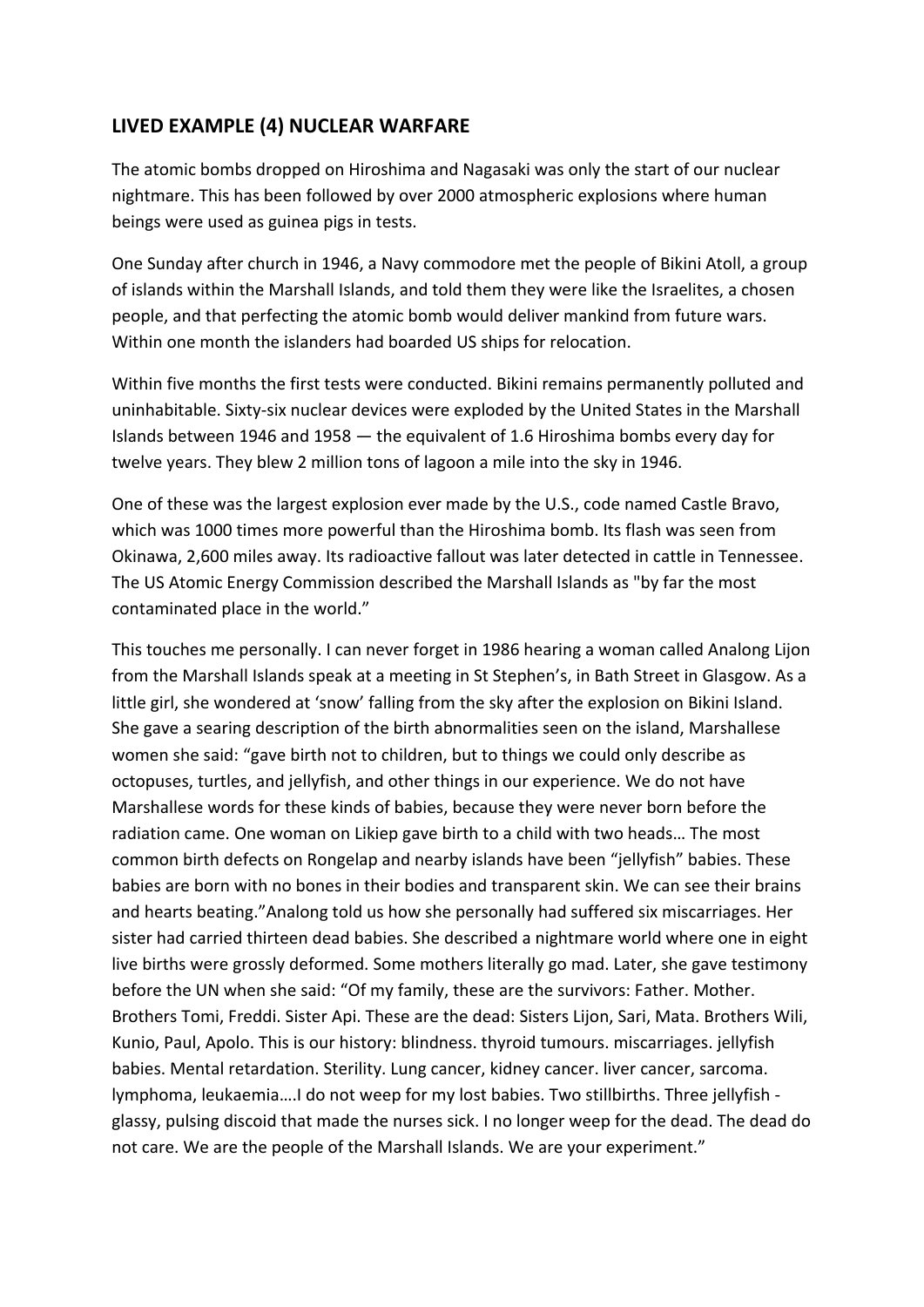## LIVED EXAMPLE (4) NUCLEAR WARFARE

The atomic bombs dropped on Hiroshima and Nagasaki was only the start of our nuclear nightmare. This has been followed by over 2000 atmospheric explosions where human beings were used as guinea pigs in tests.

One Sunday after church in 1946, a Navy commodore met the people of Bikini Atoll, a group of islands within the Marshall Islands, and told them they were like the Israelites, a chosen people, and that perfecting the atomic bomb would deliver mankind from future wars. Within one month the islanders had boarded US ships for relocation.

Within five months the first tests were conducted. Bikini remains permanently polluted and uninhabitable. Sixty-six nuclear devices were exploded by the United States in the Marshall Islands between 1946 and 1958 — the equivalent of 1.6 Hiroshima bombs every day for twelve years. They blew 2 million tons of lagoon a mile into the sky in 1946.

One of these was the largest explosion ever made by the U.S., code named Castle Bravo, which was 1000 times more powerful than the Hiroshima bomb. Its flash was seen from Okinawa, 2,600 miles away. Its radioactive fallout was later detected in cattle in Tennessee. The US Atomic Energy Commission described the Marshall Islands as "by far the most contaminated place in the world."

This touches me personally. I can never forget in 1986 hearing a woman called Analong Lijon from the Marshall Islands speak at a meeting in St Stephen's, in Bath Street in Glasgow. As a little girl, she wondered at 'snow' falling from the sky after the explosion on Bikini Island. She gave a searing description of the birth abnormalities seen on the island, Marshallese women she said: "gave birth not to children, but to things we could only describe as octopuses, turtles, and jellyfish, and other things in our experience. We do not have Marshallese words for these kinds of babies, because they were never born before the radiation came. One woman on Likiep gave birth to a child with two heads… The most common birth defects on Rongelap and nearby islands have been "jellyfish" babies. These babies are born with no bones in their bodies and transparent skin. We can see their brains and hearts beating."Analong told us how she personally had suffered six miscarriages. Her sister had carried thirteen dead babies. She described a nightmare world where one in eight live births were grossly deformed. Some mothers literally go mad. Later, she gave testimony before the UN when she said: "Of my family, these are the survivors: Father. Mother. Brothers Tomi, Freddi. Sister Api. These are the dead: Sisters Lijon, Sari, Mata. Brothers Wili, Kunio, Paul, Apolo. This is our history: blindness. thyroid tumours. miscarriages. jellyfish babies. Mental retardation. Sterility. Lung cancer, kidney cancer. liver cancer, sarcoma. lymphoma, leukaemia….I do not weep for my lost babies. Two stillbirths. Three jellyfish - glassy, pulsing discoid that made the nurses sick. I no longer weep for the dead. The dead do not care. We are the people of the Marshall Islands. We are your experiment."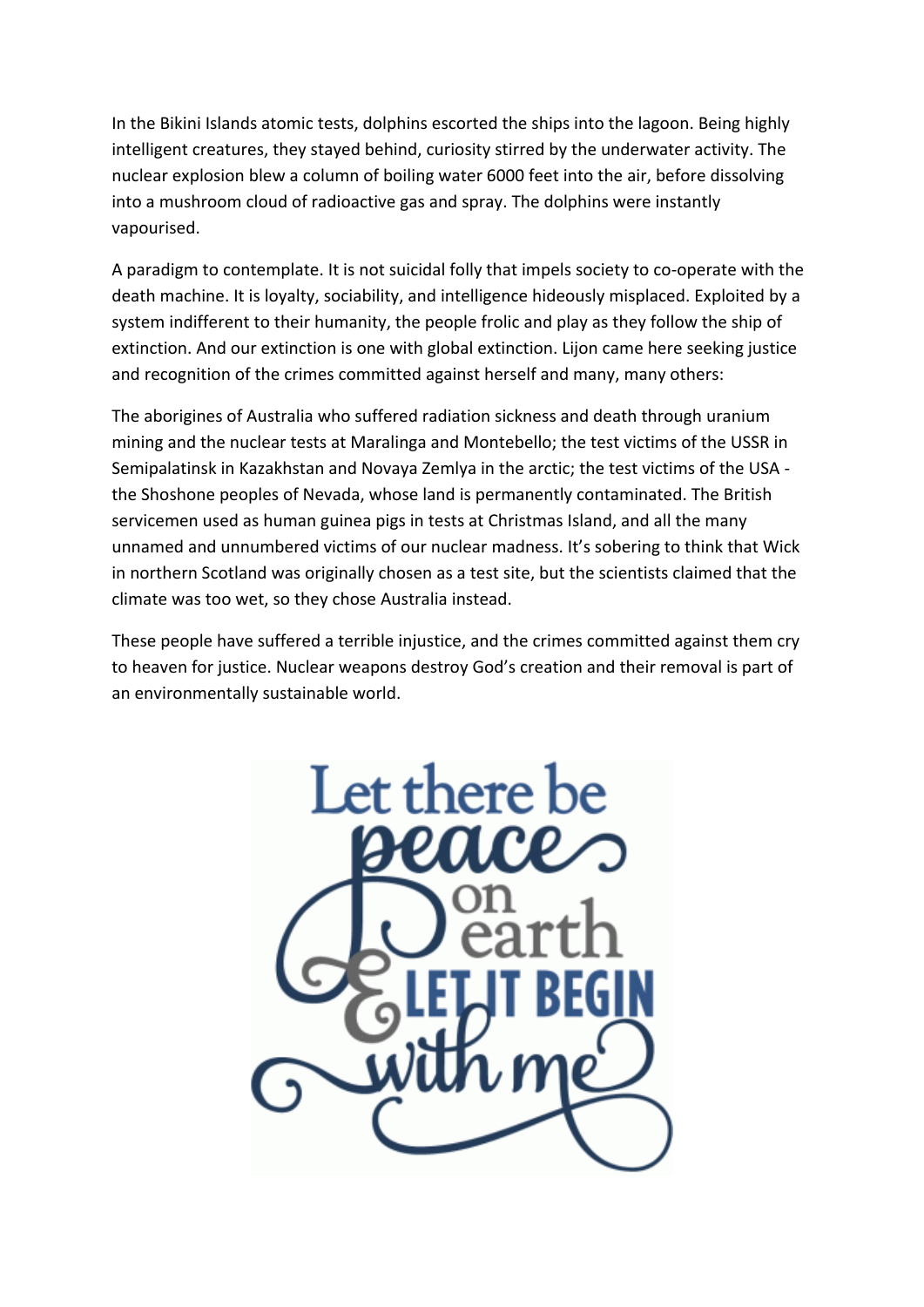In the Bikini Islands atomic tests, dolphins escorted the ships into the lagoon. Being highly intelligent creatures, they stayed behind, curiosity stirred by the underwater activity. The nuclear explosion blew a column of boiling water 6000 feet into the air, before dissolving into a mushroom cloud of radioactive gas and spray. The dolphins were instantly vapourised.

A paradigm to contemplate. It is not suicidal folly that impels society to co-operate with the death machine. It is loyalty, sociability, and intelligence hideously misplaced. Exploited by a system indifferent to their humanity, the people frolic and play as they follow the ship of extinction. And our extinction is one with global extinction. Lijon came here seeking justice and recognition of the crimes committed against herself and many, many others:

The aborigines of Australia who suffered radiation sickness and death through uranium mining and the nuclear tests at Maralinga and Montebello; the test victims of the USSR in Semipalatinsk in Kazakhstan and Novaya Zemlya in the arctic; the test victims of the USA - the Shoshone peoples of Nevada, whose land is permanently contaminated. The British servicemen used as human guinea pigs in tests at Christmas Island, and all the many unnamed and unnumbered victims of our nuclear madness. It's sobering to think that Wick in northern Scotland was originally chosen as a test site, but the scientists claimed that the climate was too wet, so they chose Australia instead.

These people have suffered a terrible injustice, and the crimes committed against them cry to heaven for justice. Nuclear weapons destroy God's creation and their removal is part of an environmentally sustainable world.

Let there be peace on earth & LET IT BEGIN with me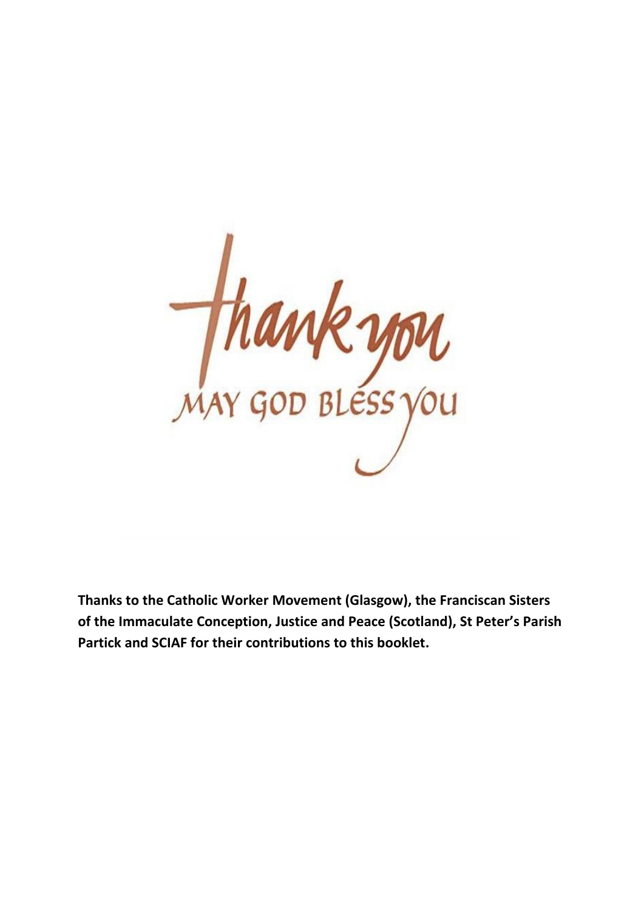thank you

MAY GOD BLESS YOU

**Thanks to the Catholic Worker Movement (Glasgow), the Franciscan Sisters of the Immaculate Conception, Justice and Peace (Scotland), St Peter's Parish Partick and SCIAF for their contributions to this booklet.**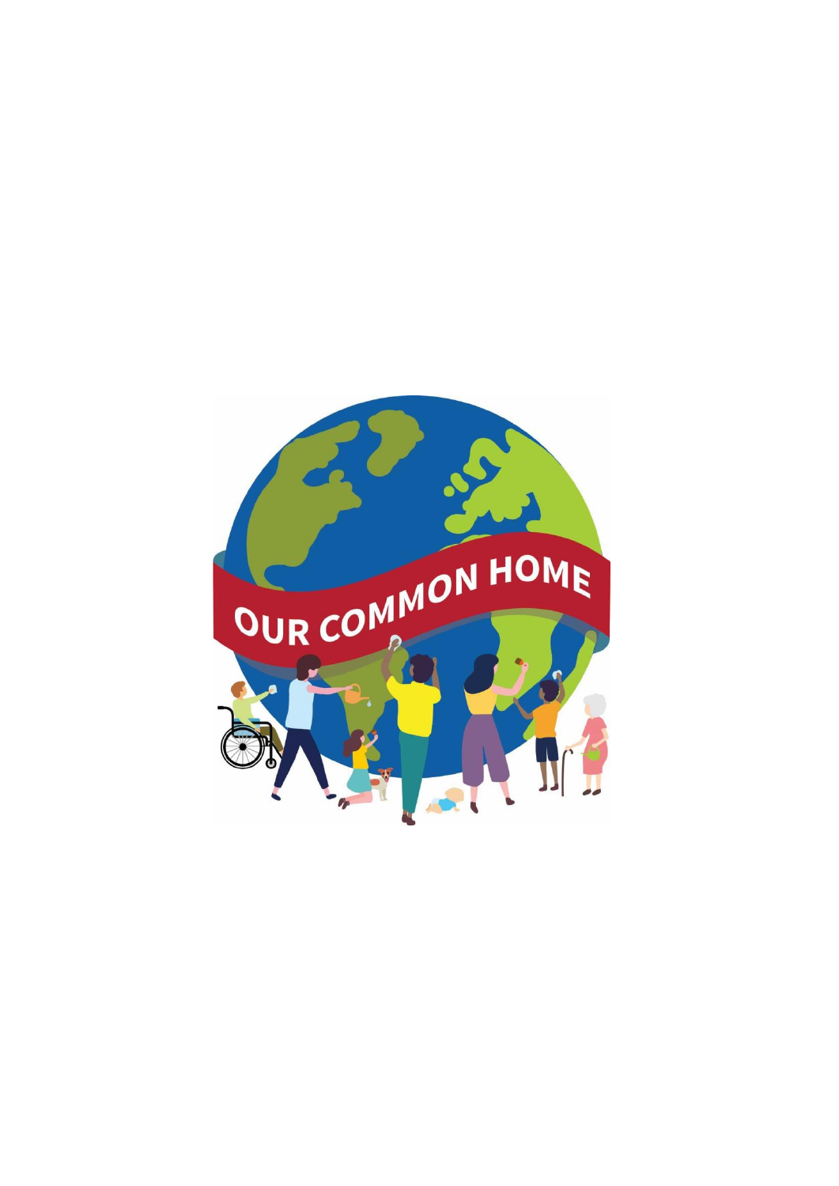OUR COMMON HOME